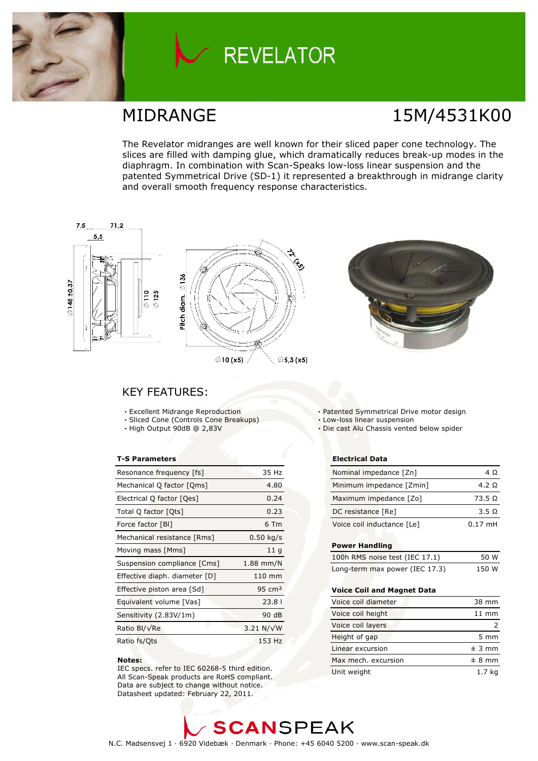# REVELATOR

## MIDRANGE

## 15M/4531K00

The Revelator midranges are well known for their sliced paper cone technology. The slices are filled with damping glue, which dramatically reduces break-up modes in the diaphragm. In combination with Scan-Speaks low-loss linear suspension and the patented Symmetrical Drive (SD-1) it represented a breakthrough in midrange clarity and overall smooth frequency response characteristics.

## KEY FEATURES:

- Excellent Midrange Reproduction
- Sliced Cone (Controls Cone Breakups)
- High Output 90dB @ 2,83V
- Patented Symmetrical Drive motor design
- Low-loss linear suspension
- Die cast Alu Chassis vented below spider

**T-S Parameters**

| | |
|---|---|
| Resonance frequency [fs] | 35 Hz |
| Mechanical Q factor [Qms] | 4.80 |
| Electrical Q factor [Qes] | 0.24 |
| Total Q factor [Qts] | 0.23 |
| Force factor [Bl] | 6 Tm |
| Mechanical resistance [Rms] | 0.50 kg/s |
| Moving mass [Mms] | 11 g |
| Suspension compliance [Cms] | 1.88 mm/N |
| Effective diaph. diameter [D] | 110 mm |
| Effective piston area [Sd] | 95 cm² |
| Equivalent volume [Vas] | 23.8 l |
| Sensitivity (2.83V/1m) | 90 dB |
| Ratio Bl/√Re | 3.21 N/√W |
| Ratio fs/Qts | 153 Hz |

**Notes:**
IEC specs. refer to IEC 60268-5 third edition.
All Scan-Speak products are RoHS compliant.
Data are subject to change without notice.
Datasheet updated: February 22, 2011.

**Electrical Data**

| | |
|---|---|
| Nominal impedance [Zn] | 4 Ω |
| Minimum impedance [Zmin] | 4.2 Ω |
| Maximum impedance [Zo] | 73.5 Ω |
| DC resistance [Re] | 3.5 Ω |
| Voice coil inductance [Le] | 0.17 mH |

**Power Handling**

| | |
|---|---|
| 100h RMS noise test (IEC 17.1) | 50 W |
| Long-term max power (IEC 17.3) | 150 W |

**Voice Coil and Magnet Data**

| | |
|---|---|
| Voice coil diameter | 38 mm |
| Voice coil height | 11 mm |
| Voice coil layers | 2 |
| Height of gap | 5 mm |
| Linear excursion | ± 3 mm |
| Max mech. excursion | ± 8 mm |
| Unit weight | 1.7 kg |

SCANSPEAK

N.C. Madsensvej 1 · 6920 Videbæk · Denmark · Phone: +45 6040 5200 · www.scan-speak.dk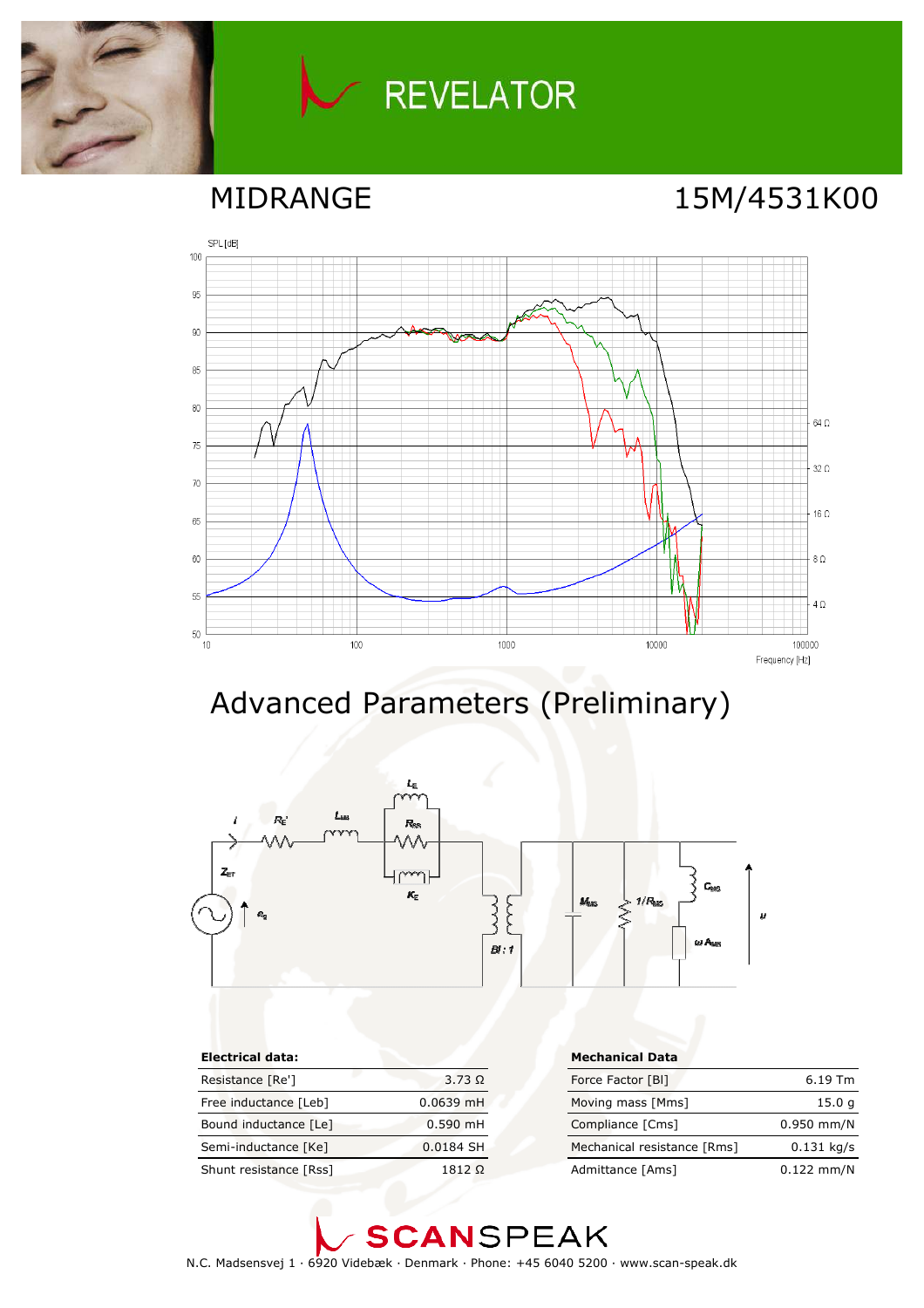REVELATOR

# MIDRANGE

# 15M/4531K00

SPL [dB]

100
95
90
85
80
75
70
65
60
55
50

64 Ω
32 Ω
16 Ω
8 Ω
4 Ω

10
100
1000
10000
100000

Frequency [Hz]

## Advanced Parameters (Preliminary)

$L_E$
$i$
$R_E'$
$L_{EB}$
$R_{SS}$
$K_E$
$Z_{ET}$
$e_g$
$Bl : 1$
$M_{MS}$
$1/R_{MS}$
$C_{MS}$
$\omega A_{MS}$
$u$

| **Electrical data:** | |
|---|---|
| Resistance [Re'] | 3.73 Ω |
| Free inductance [Leb] | 0.0639 mH |
| Bound inductance [Le] | 0.590 mH |
| Semi-inductance [Ke] | 0.0184 SH |
| Shunt resistance [Rss] | 1812 Ω |

| **Mechanical Data** | |
|---|---|
| Force Factor [Bl] | 6.19 Tm |
| Moving mass [Mms] | 15.0 g |
| Compliance [Cms] | 0.950 mm/N |
| Mechanical resistance [Rms] | 0.131 kg/s |
| Admittance [Ams] | 0.122 mm/N |

SCANSPEAK

N.C. Madsensvej 1 · 6920 Videbæk · Denmark · Phone: +45 6040 5200 · www.scan-speak.dk